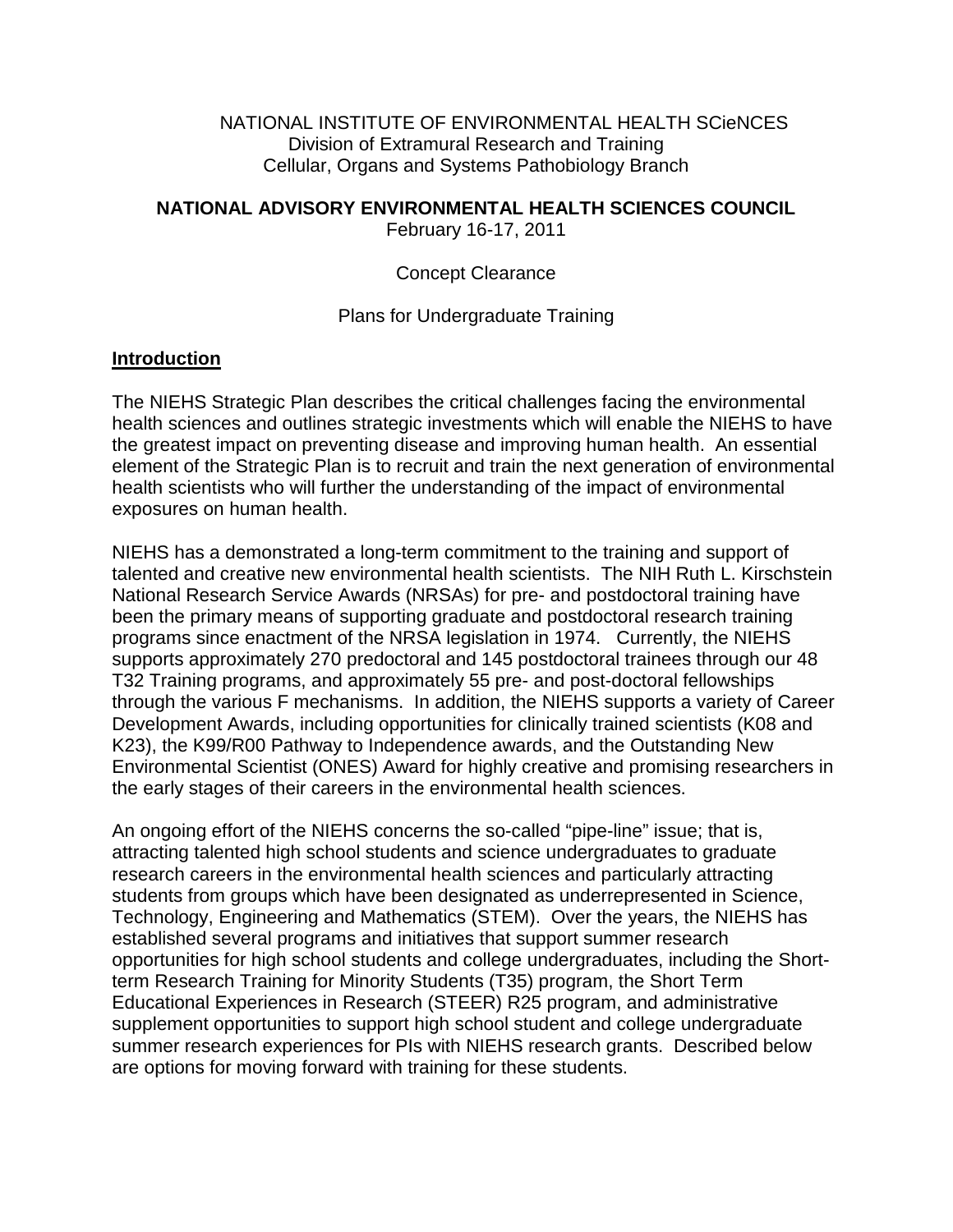NATIONAL INSTITUTE OF ENVIRONMENTAL HEALTH SCieNCES
Division of Extramural Research and Training
Cellular, Organs and Systems Pathobiology Branch

**NATIONAL ADVISORY ENVIRONMENTAL HEALTH SCIENCES COUNCIL**
February 16-17, 2011

Concept Clearance

Plans for Undergraduate Training

## Introduction

The NIEHS Strategic Plan describes the critical challenges facing the environmental health sciences and outlines strategic investments which will enable the NIEHS to have the greatest impact on preventing disease and improving human health. An essential element of the Strategic Plan is to recruit and train the next generation of environmental health scientists who will further the understanding of the impact of environmental exposures on human health.

NIEHS has a demonstrated a long-term commitment to the training and support of talented and creative new environmental health scientists. The NIH Ruth L. Kirschstein National Research Service Awards (NRSAs) for pre- and postdoctoral training have been the primary means of supporting graduate and postdoctoral research training programs since enactment of the NRSA legislation in 1974. Currently, the NIEHS supports approximately 270 predoctoral and 145 postdoctoral trainees through our 48 T32 Training programs, and approximately 55 pre- and post-doctoral fellowships through the various F mechanisms. In addition, the NIEHS supports a variety of Career Development Awards, including opportunities for clinically trained scientists (K08 and K23), the K99/R00 Pathway to Independence awards, and the Outstanding New Environmental Scientist (ONES) Award for highly creative and promising researchers in the early stages of their careers in the environmental health sciences.

An ongoing effort of the NIEHS concerns the so-called "pipe-line" issue; that is, attracting talented high school students and science undergraduates to graduate research careers in the environmental health sciences and particularly attracting students from groups which have been designated as underrepresented in Science, Technology, Engineering and Mathematics (STEM). Over the years, the NIEHS has established several programs and initiatives that support summer research opportunities for high school students and college undergraduates, including the Short-term Research Training for Minority Students (T35) program, the Short Term Educational Experiences in Research (STEER) R25 program, and administrative supplement opportunities to support high school student and college undergraduate summer research experiences for PIs with NIEHS research grants. Described below are options for moving forward with training for these students.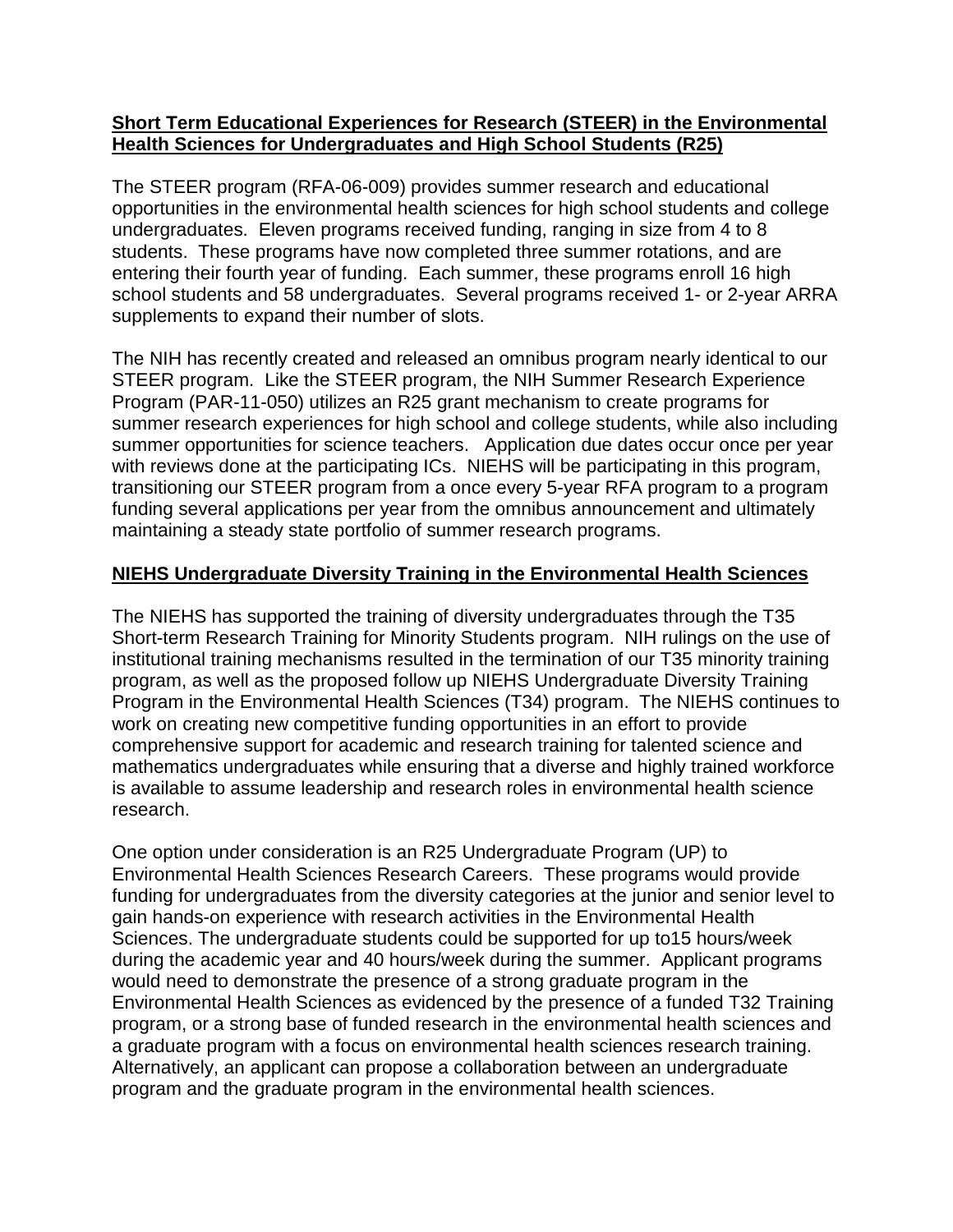**Short Term Educational Experiences for Research (STEER) in the Environmental Health Sciences for Undergraduates and High School Students (R25)**

The STEER program (RFA-06-009) provides summer research and educational opportunities in the environmental health sciences for high school students and college undergraduates. Eleven programs received funding, ranging in size from 4 to 8 students. These programs have now completed three summer rotations, and are entering their fourth year of funding. Each summer, these programs enroll 16 high school students and 58 undergraduates. Several programs received 1- or 2-year ARRA supplements to expand their number of slots.

The NIH has recently created and released an omnibus program nearly identical to our STEER program. Like the STEER program, the NIH Summer Research Experience Program (PAR-11-050) utilizes an R25 grant mechanism to create programs for summer research experiences for high school and college students, while also including summer opportunities for science teachers. Application due dates occur once per year with reviews done at the participating ICs. NIEHS will be participating in this program, transitioning our STEER program from a once every 5-year RFA program to a program funding several applications per year from the omnibus announcement and ultimately maintaining a steady state portfolio of summer research programs.

**NIEHS Undergraduate Diversity Training in the Environmental Health Sciences**

The NIEHS has supported the training of diversity undergraduates through the T35 Short-term Research Training for Minority Students program. NIH rulings on the use of institutional training mechanisms resulted in the termination of our T35 minority training program, as well as the proposed follow up NIEHS Undergraduate Diversity Training Program in the Environmental Health Sciences (T34) program. The NIEHS continues to work on creating new competitive funding opportunities in an effort to provide comprehensive support for academic and research training for talented science and mathematics undergraduates while ensuring that a diverse and highly trained workforce is available to assume leadership and research roles in environmental health science research.

One option under consideration is an R25 Undergraduate Program (UP) to Environmental Health Sciences Research Careers. These programs would provide funding for undergraduates from the diversity categories at the junior and senior level to gain hands-on experience with research activities in the Environmental Health Sciences. The undergraduate students could be supported for up to15 hours/week during the academic year and 40 hours/week during the summer. Applicant programs would need to demonstrate the presence of a strong graduate program in the Environmental Health Sciences as evidenced by the presence of a funded T32 Training program, or a strong base of funded research in the environmental health sciences and a graduate program with a focus on environmental health sciences research training. Alternatively, an applicant can propose a collaboration between an undergraduate program and the graduate program in the environmental health sciences.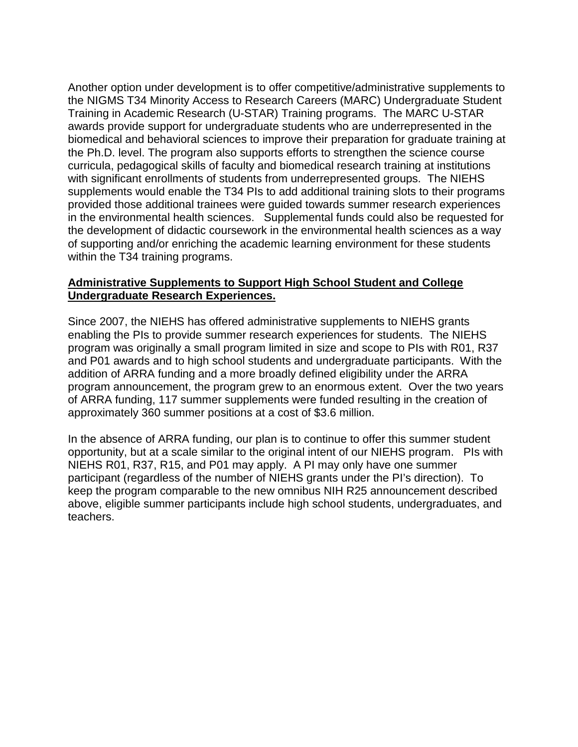Another option under development is to offer competitive/administrative supplements to the NIGMS T34 Minority Access to Research Careers (MARC) Undergraduate Student Training in Academic Research (U-STAR) Training programs. The MARC U-STAR awards provide support for undergraduate students who are underrepresented in the biomedical and behavioral sciences to improve their preparation for graduate training at the Ph.D. level. The program also supports efforts to strengthen the science course curricula, pedagogical skills of faculty and biomedical research training at institutions with significant enrollments of students from underrepresented groups. The NIEHS supplements would enable the T34 PIs to add additional training slots to their programs provided those additional trainees were guided towards summer research experiences in the environmental health sciences. Supplemental funds could also be requested for the development of didactic coursework in the environmental health sciences as a way of supporting and/or enriching the academic learning environment for these students within the T34 training programs.

**Administrative Supplements to Support High School Student and College Undergraduate Research Experiences.**

Since 2007, the NIEHS has offered administrative supplements to NIEHS grants enabling the PIs to provide summer research experiences for students. The NIEHS program was originally a small program limited in size and scope to PIs with R01, R37 and P01 awards and to high school students and undergraduate participants. With the addition of ARRA funding and a more broadly defined eligibility under the ARRA program announcement, the program grew to an enormous extent. Over the two years of ARRA funding, 117 summer supplements were funded resulting in the creation of approximately 360 summer positions at a cost of $3.6 million.

In the absence of ARRA funding, our plan is to continue to offer this summer student opportunity, but at a scale similar to the original intent of our NIEHS program. PIs with NIEHS R01, R37, R15, and P01 may apply. A PI may only have one summer participant (regardless of the number of NIEHS grants under the PI's direction). To keep the program comparable to the new omnibus NIH R25 announcement described above, eligible summer participants include high school students, undergraduates, and teachers.